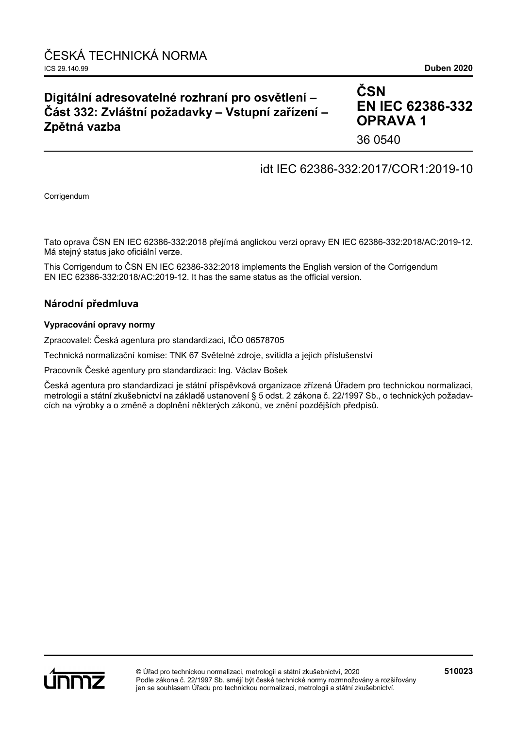ČESKÁ TECHNICKÁ NORMA

ICS 29.140.99 **Duben 2020**

# Digitální adresovatelné rozhraní pro osvětlení – Část 332: Zvláštní požadavky – Vstupní zařízení – Zpětná vazba

**ČSN EN IEC 62386-332 OPRAVA 1**

36 0540

idt IEC 62386-332:2017/COR1:2019-10

Corrigendum

Tato oprava ČSN EN IEC 62386-332:2018 přejímá anglickou verzi opravy EN IEC 62386-332:2018/AC:2019-12. Má stejný status jako oficiální verze.

This Corrigendum to ČSN EN IEC 62386-332:2018 implements the English version of the Corrigendum EN IEC 62386-332:2018/AC:2019-12. It has the same status as the official version.

## Národní předmluva

**Vypracování opravy normy**

Zpracovatel: Česká agentura pro standardizaci, IČO 06578705

Technická normalizační komise: TNK 67 Světelné zdroje, svítidla a jejich příslušenství

Pracovník České agentury pro standardizaci: Ing. Václav Bošek

Česká agentura pro standardizaci je státní příspěvková organizace zřízená Úřadem pro technickou normalizaci, metrologii a státní zkušebnictví na základě ustanovení § 5 odst. 2 zákona č. 22/1997 Sb., o technických požadavcích na výrobky a o změně a doplnění některých zákonů, ve znění pozdějších předpisů.

© Úřad pro technickou normalizaci, metrologii a státní zkušebnictví, 2020
Podle zákona č. 22/1997 Sb. smějí být české technické normy rozmnožovány a rozšiřovány jen se souhlasem Úřadu pro technickou normalizaci, metrologii a státní zkušebnictví.

**510023**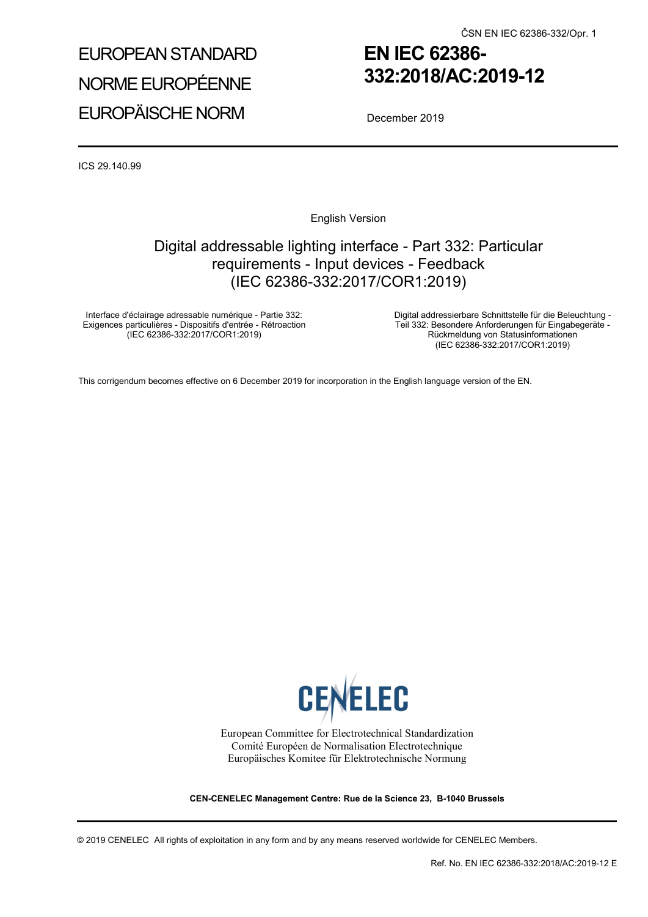# EUROPEAN STANDARD
# NORME EUROPÉENNE
# EUROPÄISCHE NORM

# EN IEC 62386-332:2018/AC:2019-12

December 2019

ICS 29.140.99

English Version

## Digital addressable lighting interface - Part 332: Particular requirements - Input devices - Feedback (IEC 62386-332:2017/COR1:2019)

Interface d'éclairage adressable numérique - Partie 332: Exigences particulières - Dispositifs d'entrée - Rétroaction (IEC 62386-332:2017/COR1:2019)

Digital addressierbare Schnittstelle für die Beleuchtung - Teil 332: Besondere Anforderungen für Eingabegeräte - Rückmeldung von Statusinformationen (IEC 62386-332:2017/COR1:2019)

This corrigendum becomes effective on 6 December 2019 for incorporation in the English language version of the EN.

European Committee for Electrotechnical Standardization
Comité Européen de Normalisation Electrotechnique
Europäisches Komitee für Elektrotechnische Normung

**CEN-CENELEC Management Centre: Rue de la Science 23, B-1040 Brussels**

© 2019 CENELEC All rights of exploitation in any form and by any means reserved worldwide for CENELEC Members.

Ref. No. EN IEC 62386-332:2018/AC:2019-12 E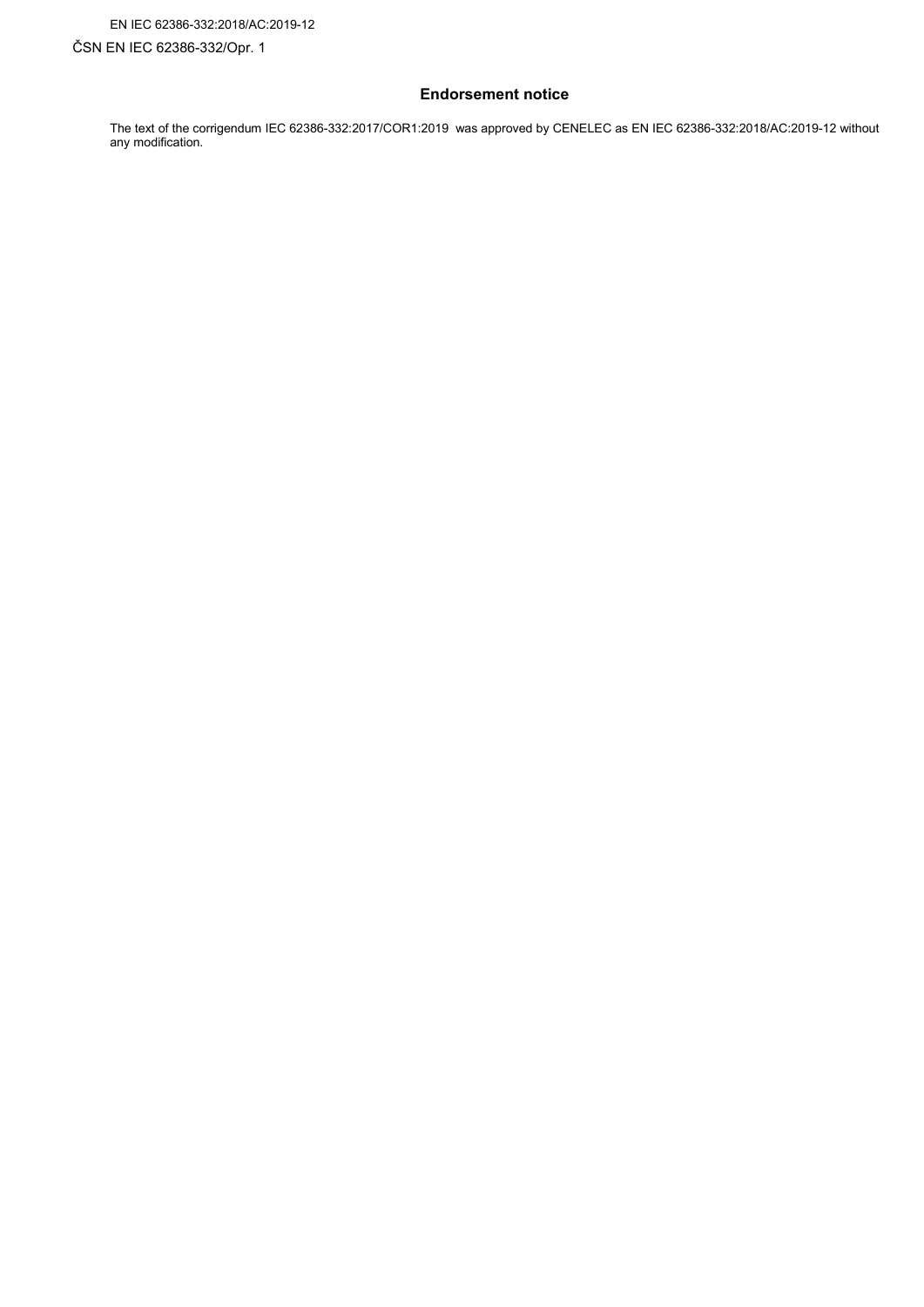## Endorsement notice

The text of the corrigendum IEC 62386-332:2017/COR1:2019 was approved by CENELEC as EN IEC 62386-332:2018/AC:2019-12 without any modification.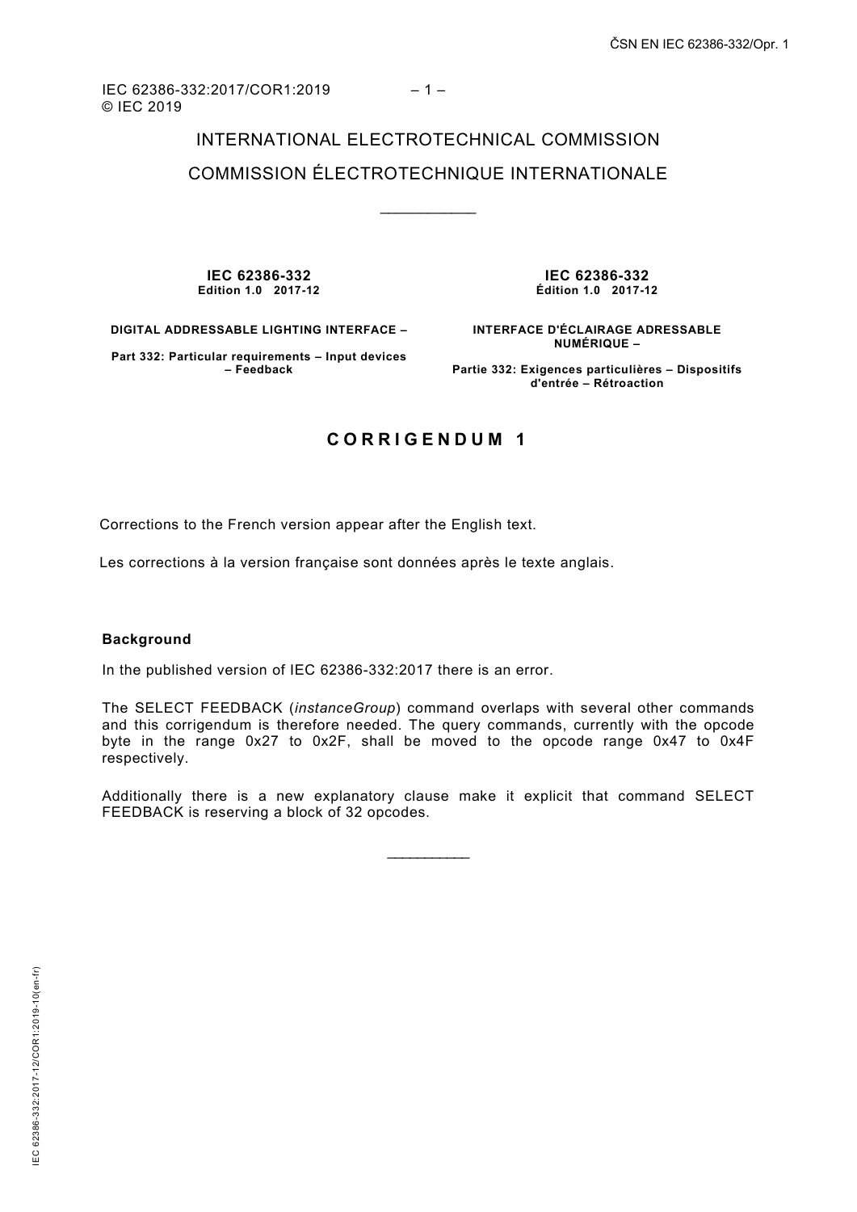IEC 62386-332:2017/COR1:2019
© IEC 2019

INTERNATIONAL ELECTROTECHNICAL COMMISSION

COMMISSION ÉLECTROTECHNIQUE INTERNATIONALE

\_\_\_\_\_\_\_\_\_\_\_\_

**IEC 62386-332**
**Edition 1.0 2017-12**

**DIGITAL ADDRESSABLE LIGHTING INTERFACE –**

**Part 332: Particular requirements – Input devices – Feedback**

**IEC 62386-332**
**Édition 1.0 2017-12**

**INTERFACE D'ÉCLAIRAGE ADRESSABLE NUMÉRIQUE –**

**Partie 332: Exigences particulières – Dispositifs d'entrée – Rétroaction**

## CORRIGENDUM 1

Corrections to the French version appear after the English text.

Les corrections à la version française sont données après le texte anglais.

**Background**

In the published version of IEC 62386-332:2017 there is an error.

The SELECT FEEDBACK (*instanceGroup*) command overlaps with several other commands and this corrigendum is therefore needed. The query commands, currently with the opcode byte in the range 0x27 to 0x2F, shall be moved to the opcode range 0x47 to 0x4F respectively.

Additionally there is a new explanatory clause make it explicit that command SELECT FEEDBACK is reserving a block of 32 opcodes.

\_\_\_\_\_\_\_\_\_\_\_\_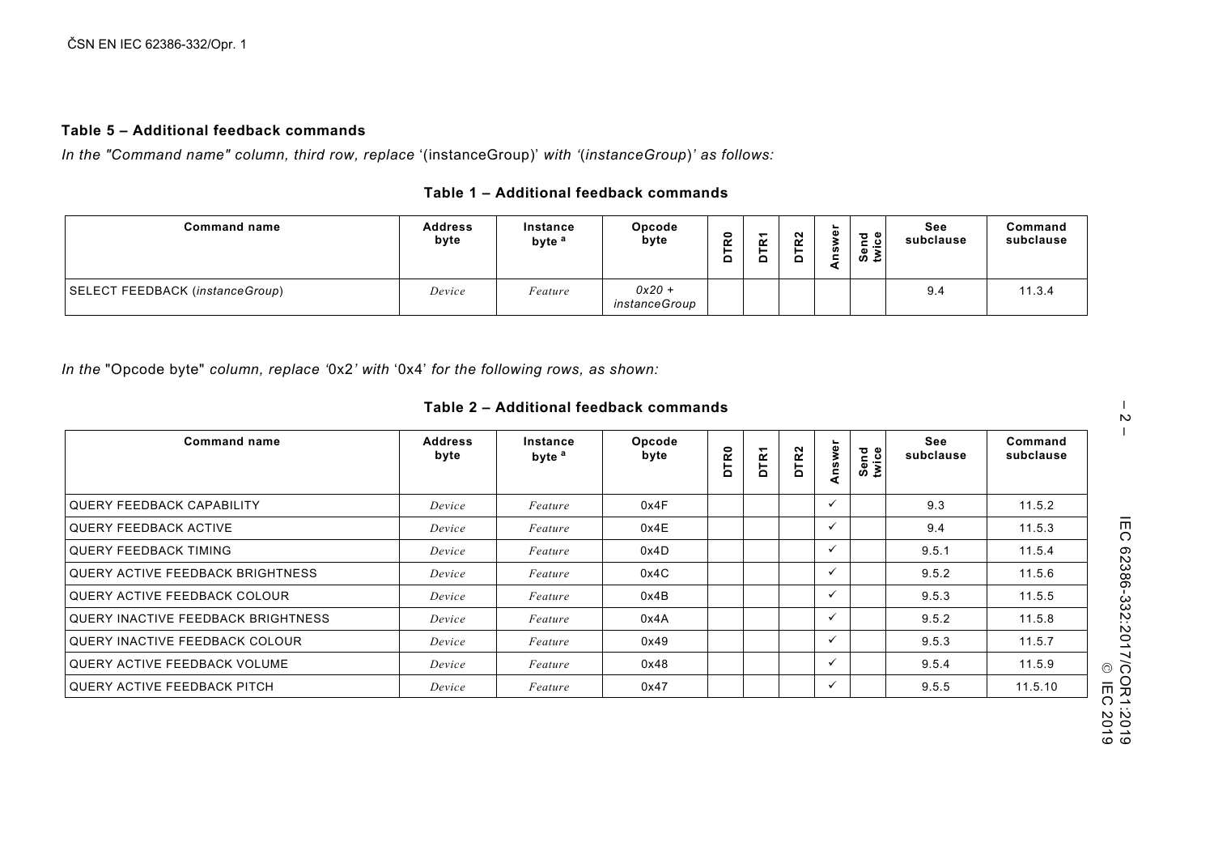**Table 5 – Additional feedback commands**

*In the "Command name" column, third row, replace* '(instanceGroup)' *with '(instanceGroup)' as follows:*

**Table 1 – Additional feedback commands**

| Command name | Address byte | Instance byte [a] | Opcode byte | DTR0 | DTR1 | DTR2 | Answer | Send twice | See subclause | Command subclause |
|---|---|---|---|---|---|---|---|---|---|---|
| SELECT FEEDBACK (*instanceGroup*) | *Device* | *Feature* | *0x20 + instanceGroup* | | | | | | 9.4 | 11.3.4 |

*In the* "Opcode byte" *column, replace '*0x2*' with* '0x4' *for the following rows, as shown:*

**Table 2 – Additional feedback commands**

| Command name | Address byte | Instance byte [a] | Opcode byte | DTR0 | DTR1 | DTR2 | Answer | Send twice | See subclause | Command subclause |
|---|---|---|---|---|---|---|---|---|---|---|
| QUERY FEEDBACK CAPABILITY | *Device* | *Feature* | 0x4F | | | | ✓ | | 9.3 | 11.5.2 |
| QUERY FEEDBACK ACTIVE | *Device* | *Feature* | 0x4E | | | | ✓ | | 9.4 | 11.5.3 |
| QUERY FEEDBACK TIMING | *Device* | *Feature* | 0x4D | | | | ✓ | | 9.5.1 | 11.5.4 |
| QUERY ACTIVE FEEDBACK BRIGHTNESS | *Device* | *Feature* | 0x4C | | | | ✓ | | 9.5.2 | 11.5.6 |
| QUERY ACTIVE FEEDBACK COLOUR | *Device* | *Feature* | 0x4B | | | | ✓ | | 9.5.3 | 11.5.5 |
| QUERY INACTIVE FEEDBACK BRIGHTNESS | *Device* | *Feature* | 0x4A | | | | ✓ | | 9.5.2 | 11.5.8 |
| QUERY INACTIVE FEEDBACK COLOUR | *Device* | *Feature* | 0x49 | | | | ✓ | | 9.5.3 | 11.5.7 |
| QUERY ACTIVE FEEDBACK VOLUME | *Device* | *Feature* | 0x48 | | | | ✓ | | 9.5.4 | 11.5.9 |
| QUERY ACTIVE FEEDBACK PITCH | *Device* | *Feature* | 0x47 | | | | ✓ | | 9.5.5 | 11.5.10 |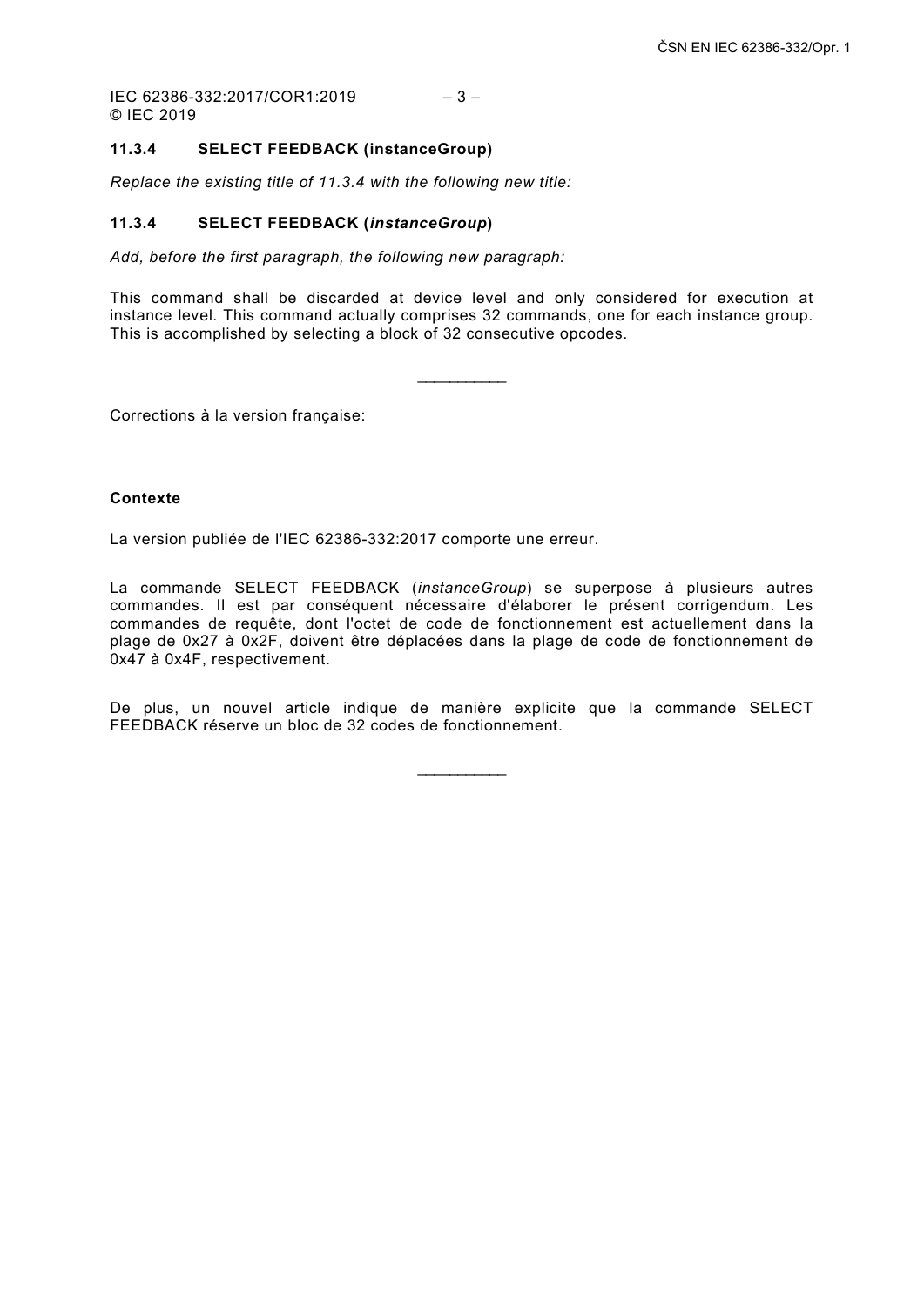### 11.3.4 SELECT FEEDBACK (instanceGroup)

*Replace the existing title of 11.3.4 with the following new title:*

### 11.3.4 SELECT FEEDBACK (*instanceGroup*)

*Add, before the first paragraph, the following new paragraph:*

This command shall be discarded at device level and only considered for execution at instance level. This command actually comprises 32 commands, one for each instance group. This is accomplished by selecting a block of 32 consecutive opcodes.

___________

Corrections à la version française:

**Contexte**

La version publiée de l'IEC 62386-332:2017 comporte une erreur.

La commande SELECT FEEDBACK (*instanceGroup*) se superpose à plusieurs autres commandes. Il est par conséquent nécessaire d'élaborer le présent corrigendum. Les commandes de requête, dont l'octet de code de fonctionnement est actuellement dans la plage de 0x27 à 0x2F, doivent être déplacées dans la plage de code de fonctionnement de 0x47 à 0x4F, respectivement.

De plus, un nouvel article indique de manière explicite que la commande SELECT FEEDBACK réserve un bloc de 32 codes de fonctionnement.

___________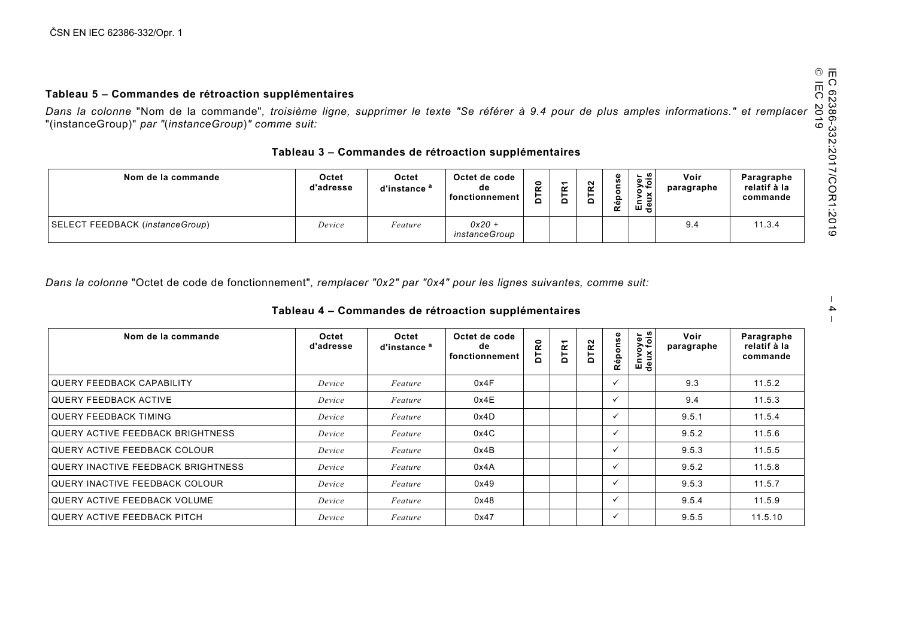**Tableau 5 – Commandes de rétroaction supplémentaires**

*Dans la colonne* "Nom de la commande", *troisième ligne, supprimer le texte "Se référer à 9.4 pour de plus amples informations." et remplacer* "(instanceGroup)" *par "(instanceGroup)" comme suit:*

**Tableau 3 – Commandes de rétroaction supplémentaires**

| Nom de la commande | Octet d'adresse | Octet d'instance [a] | Octet de code de fonctionnement | DTR0 | DTR1 | DTR2 | Réponse | Envoyer deux fois | Voir paragraphe | Paragraphe relatif à la commande |
|---|---|---|---|---|---|---|---|---|---|---|
| SELECT FEEDBACK (*instanceGroup*) | *Device* | *Feature* | *0x20 + instanceGroup* | | | | | | 9.4 | 11.3.4 |

*Dans la colonne* "Octet de code de fonctionnement", *remplacer "0x2" par "0x4" pour les lignes suivantes, comme suit:*

**Tableau 4 – Commandes de rétroaction supplémentaires**

| Nom de la commande | Octet d'adresse | Octet d'instance [a] | Octet de code de fonctionnement | DTR0 | DTR1 | DTR2 | Réponse | Envoyer deux fois | Voir paragraphe | Paragraphe relatif à la commande |
|---|---|---|---|---|---|---|---|---|---|---|
| QUERY FEEDBACK CAPABILITY | *Device* | *Feature* | 0x4F | | | | ✓ | | 9.3 | 11.5.2 |
| QUERY FEEDBACK ACTIVE | *Device* | *Feature* | 0x4E | | | | ✓ | | 9.4 | 11.5.3 |
| QUERY FEEDBACK TIMING | *Device* | *Feature* | 0x4D | | | | ✓ | | 9.5.1 | 11.5.4 |
| QUERY ACTIVE FEEDBACK BRIGHTNESS | *Device* | *Feature* | 0x4C | | | | ✓ | | 9.5.2 | 11.5.6 |
| QUERY ACTIVE FEEDBACK COLOUR | *Device* | *Feature* | 0x4B | | | | ✓ | | 9.5.3 | 11.5.5 |
| QUERY INACTIVE FEEDBACK BRIGHTNESS | *Device* | *Feature* | 0x4A | | | | ✓ | | 9.5.2 | 11.5.8 |
| QUERY INACTIVE FEEDBACK COLOUR | *Device* | *Feature* | 0x49 | | | | ✓ | | 9.5.3 | 11.5.7 |
| QUERY ACTIVE FEEDBACK VOLUME | *Device* | *Feature* | 0x48 | | | | ✓ | | 9.5.4 | 11.5.9 |
| QUERY ACTIVE FEEDBACK PITCH | *Device* | *Feature* | 0x47 | | | | ✓ | | 9.5.5 | 11.5.10 |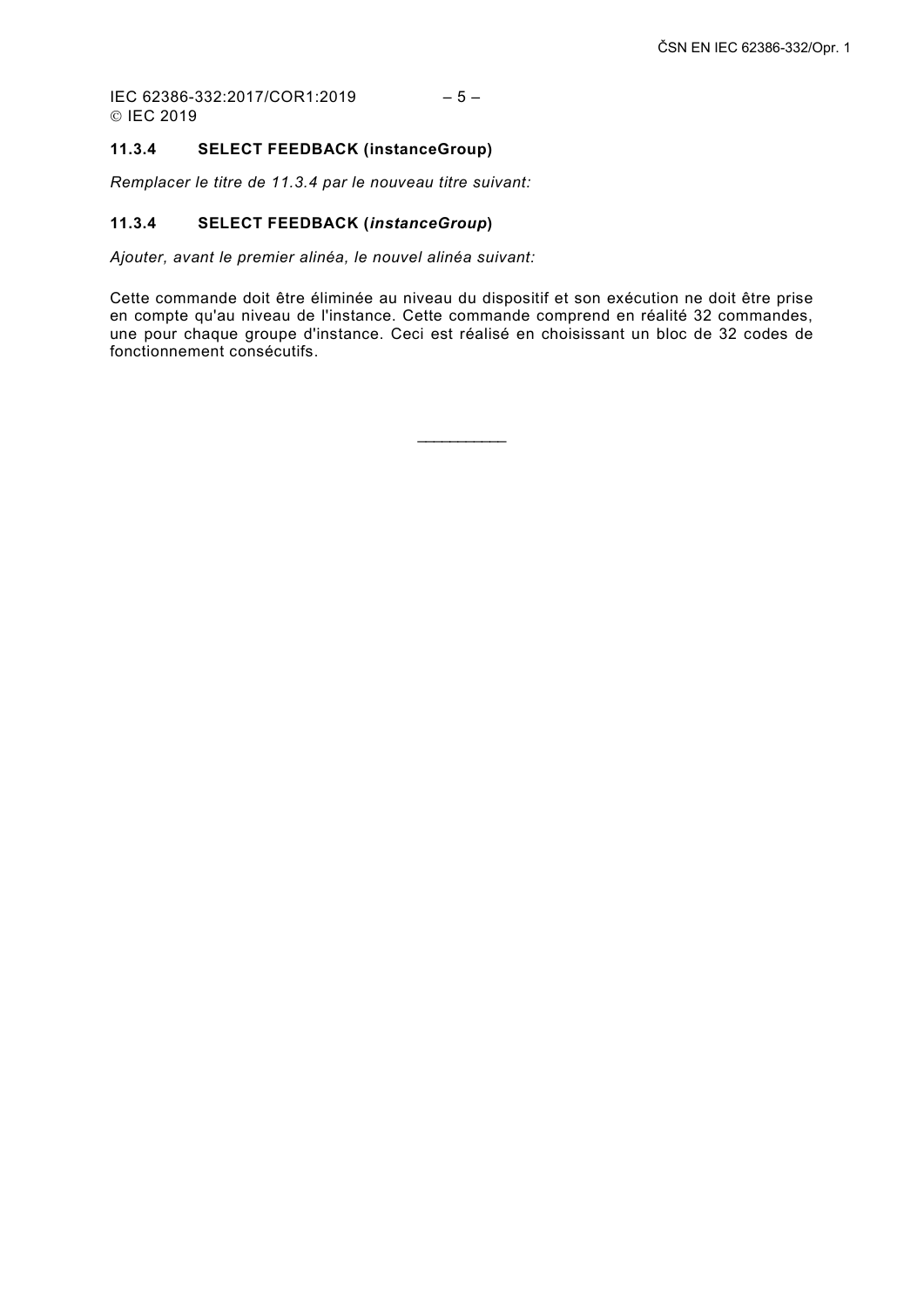### 11.3.4 SELECT FEEDBACK (instanceGroup)

*Remplacer le titre de 11.3.4 par le nouveau titre suivant:*

### 11.3.4 SELECT FEEDBACK (*instanceGroup*)

*Ajouter, avant le premier alinéa, le nouvel alinéa suivant:*

Cette commande doit être éliminée au niveau du dispositif et son exécution ne doit être prise en compte qu'au niveau de l'instance. Cette commande comprend en réalité 32 commandes, une pour chaque groupe d'instance. Ceci est réalisé en choisissant un bloc de 32 codes de fonctionnement consécutifs.

___________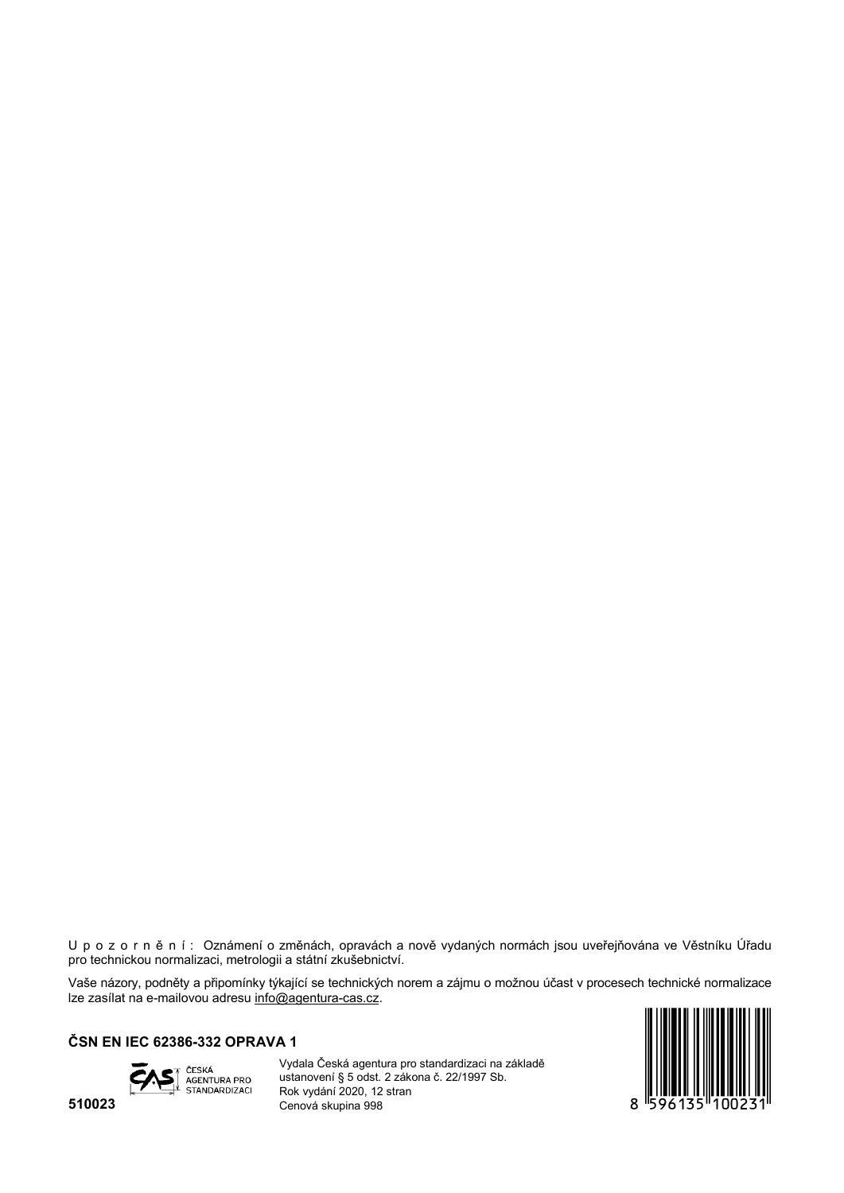U p o z o r n ě n í : Oznámení o změnách, opravách a nově vydaných normách jsou uveřejňována ve Věstníku Úřadu pro technickou normalizaci, metrologii a státní zkušebnictví.

Vaše názory, podněty a připomínky týkající se technických norem a zájmu o možnou účast v procesech technické normalizace lze zasílat na e-mailovou adresu info@agentura-cas.cz.

**ČSN EN IEC 62386-332 OPRAVA 1**

ČESKÁ AGENTURA PRO STANDARDIZACI

Vydala Česká agentura pro standardizaci na základě ustanovení § 5 odst. 2 zákona č. 22/1997 Sb.
Rok vydání 2020, 12 stran
Cenová skupina 998

**510023**

8 596135 100231